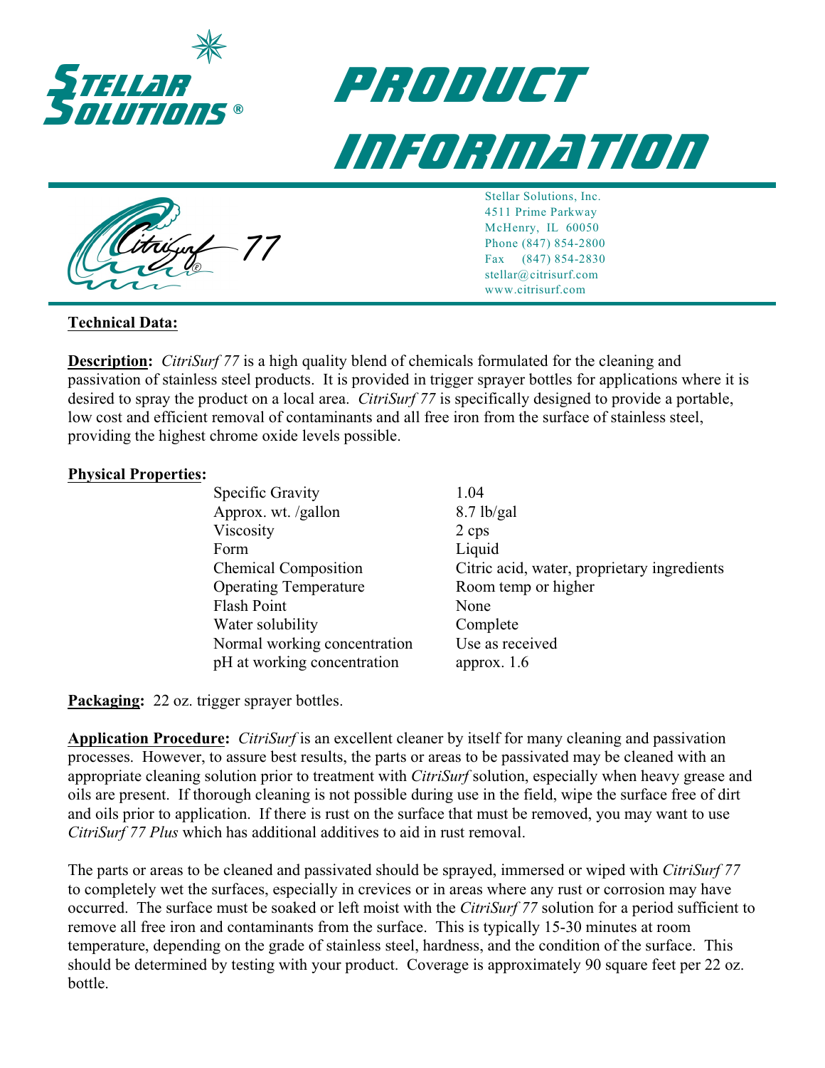# Stellar Solutions®

# Product Information

CitriSurf® 77

Stellar Solutions, Inc.
4511 Prime Parkway
McHenry, IL 60050
Phone (847) 854-2800
Fax (847) 854-2830
stellar@citrisurf.com
www.citrisurf.com

## Technical Data:

**Description:** *CitriSurf 77* is a high quality blend of chemicals formulated for the cleaning and passivation of stainless steel products. It is provided in trigger sprayer bottles for applications where it is desired to spray the product on a local area. *CitriSurf 77* is specifically designed to provide a portable, low cost and efficient removal of contaminants and all free iron from the surface of stainless steel, providing the highest chrome oxide levels possible.

**Physical Properties:**

| | |
|---|---|
| Specific Gravity | 1.04 |
| Approx. wt. /gallon | 8.7 lb/gal |
| Viscosity | 2 cps |
| Form | Liquid |
| Chemical Composition | Citric acid, water, proprietary ingredients |
| Operating Temperature | Room temp or higher |
| Flash Point | None |
| Water solubility | Complete |
| Normal working concentration | Use as received |
| pH at working concentration | approx. 1.6 |

**Packaging:** 22 oz. trigger sprayer bottles.

**Application Procedure:** *CitriSurf* is an excellent cleaner by itself for many cleaning and passivation processes. However, to assure best results, the parts or areas to be passivated may be cleaned with an appropriate cleaning solution prior to treatment with *CitriSurf* solution, especially when heavy grease and oils are present. If thorough cleaning is not possible during use in the field, wipe the surface free of dirt and oils prior to application. If there is rust on the surface that must be removed, you may want to use *CitriSurf 77 Plus* which has additional additives to aid in rust removal.

The parts or areas to be cleaned and passivated should be sprayed, immersed or wiped with *CitriSurf 77* to completely wet the surfaces, especially in crevices or in areas where any rust or corrosion may have occurred. The surface must be soaked or left moist with the *CitriSurf 77* solution for a period sufficient to remove all free iron and contaminants from the surface. This is typically 15-30 minutes at room temperature, depending on the grade of stainless steel, hardness, and the condition of the surface. This should be determined by testing with your product. Coverage is approximately 90 square feet per 22 oz. bottle.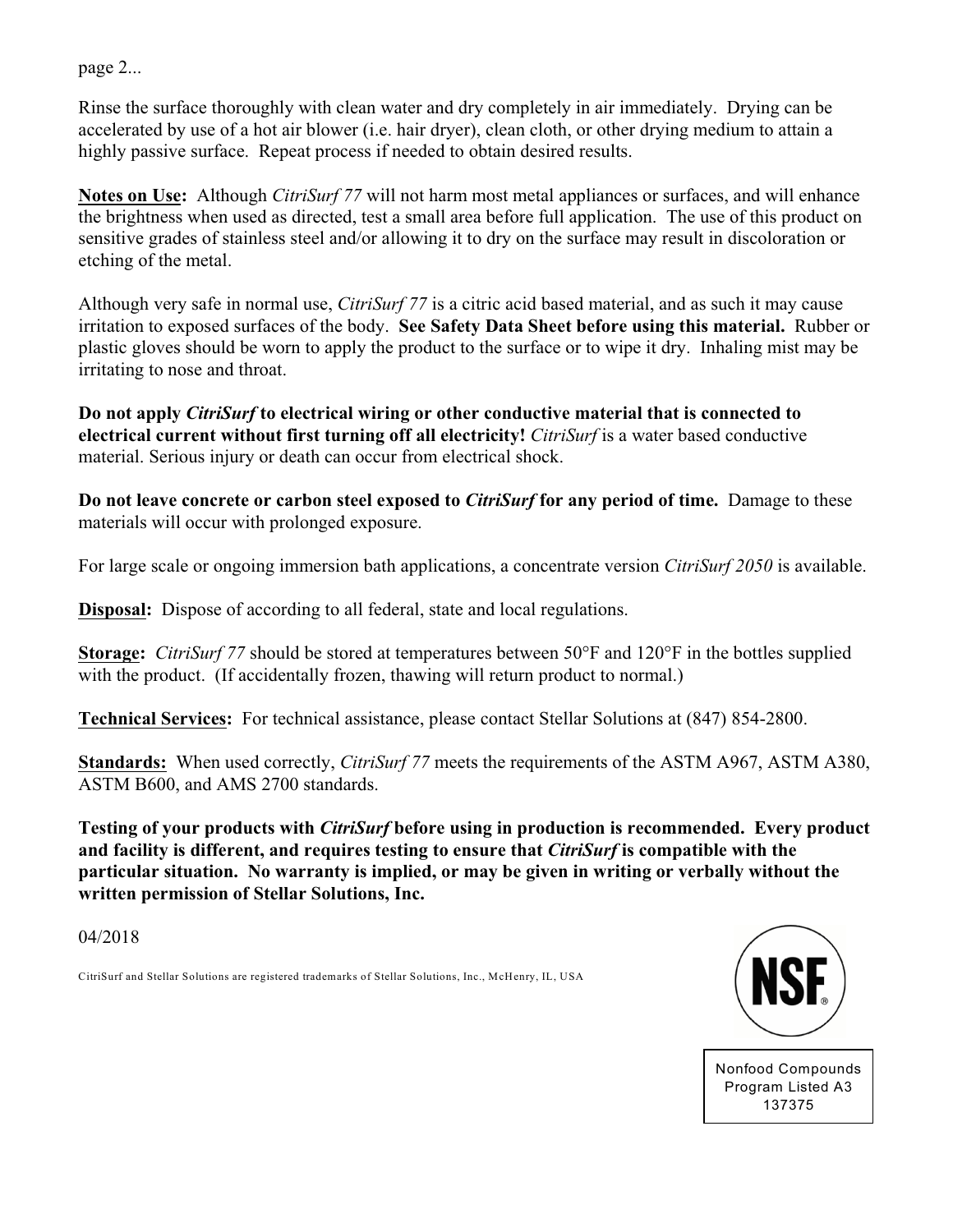page 2...

Rinse the surface thoroughly with clean water and dry completely in air immediately. Drying can be accelerated by use of a hot air blower (i.e. hair dryer), clean cloth, or other drying medium to attain a highly passive surface. Repeat process if needed to obtain desired results.

**Notes on Use:** Although *CitriSurf 77* will not harm most metal appliances or surfaces, and will enhance the brightness when used as directed, test a small area before full application. The use of this product on sensitive grades of stainless steel and/or allowing it to dry on the surface may result in discoloration or etching of the metal.

Although very safe in normal use, *CitriSurf 77* is a citric acid based material, and as such it may cause irritation to exposed surfaces of the body. **See Safety Data Sheet before using this material.** Rubber or plastic gloves should be worn to apply the product to the surface or to wipe it dry. Inhaling mist may be irritating to nose and throat.

**Do not apply *CitriSurf* to electrical wiring or other conductive material that is connected to electrical current without first turning off all electricity!** *CitriSurf* is a water based conductive material. Serious injury or death can occur from electrical shock.

**Do not leave concrete or carbon steel exposed to *CitriSurf* for any period of time.** Damage to these materials will occur with prolonged exposure.

For large scale or ongoing immersion bath applications, a concentrate version *CitriSurf 2050* is available.

**Disposal:** Dispose of according to all federal, state and local regulations.

**Storage:** *CitriSurf 77* should be stored at temperatures between 50°F and 120°F in the bottles supplied with the product. (If accidentally frozen, thawing will return product to normal.)

**Technical Services:** For technical assistance, please contact Stellar Solutions at (847) 854-2800.

**Standards:** When used correctly, *CitriSurf 77* meets the requirements of the ASTM A967, ASTM A380, ASTM B600, and AMS 2700 standards.

**Testing of your products with *CitriSurf* before using in production is recommended. Every product and facility is different, and requires testing to ensure that *CitriSurf* is compatible with the particular situation. No warranty is implied, or may be given in writing or verbally without the written permission of Stellar Solutions, Inc.**

04/2018

CitriSurf and Stellar Solutions are registered trademarks of Stellar Solutions, Inc., McHenry, IL, USA

NSF®

Nonfood Compounds
Program Listed A3
137375